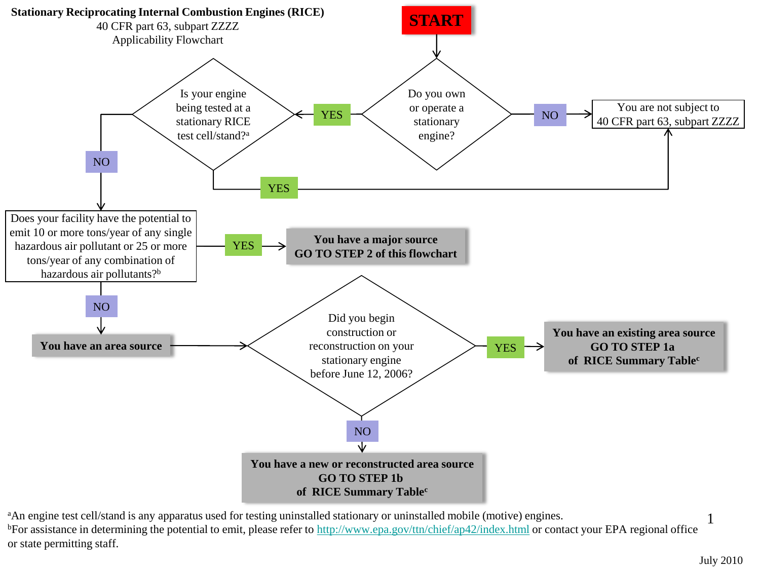**Stationary Reciprocating Internal Combustion Engines (RICE)**
40 CFR part 63, subpart ZZZZ
Applicability Flowchart

**START**

Do you own or operate a stationary engine?

- NO → You are not subject to 40 CFR part 63, subpart ZZZZ
- YES → Is your engine being tested at a stationary RICE test cell/stand?[a]
  - YES → You are not subject to 40 CFR part 63, subpart ZZZZ
  - NO → Does your facility have the potential to emit 10 or more tons/year of any single hazardous air pollutant or 25 or more tons/year of any combination of hazardous air pollutants?[b]
    - YES → **You have a major source GO TO STEP 2 of this flowchart**
    - NO → **You have an area source** → Did you begin construction or reconstruction on your stationary engine before June 12, 2006?
      - YES → **You have an existing area source GO TO STEP 1a of RICE Summary Table[c]**
      - NO → **You have a new or reconstructed area source GO TO STEP 1b of RICE Summary Table[c]**

[a]An engine test cell/stand is any apparatus used for testing uninstalled stationary or uninstalled mobile (motive) engines.
[b]For assistance in determining the potential to emit, please refer to http://www.epa.gov/ttn/chief/ap42/index.html or contact your EPA regional office or state permitting staff.

July 2010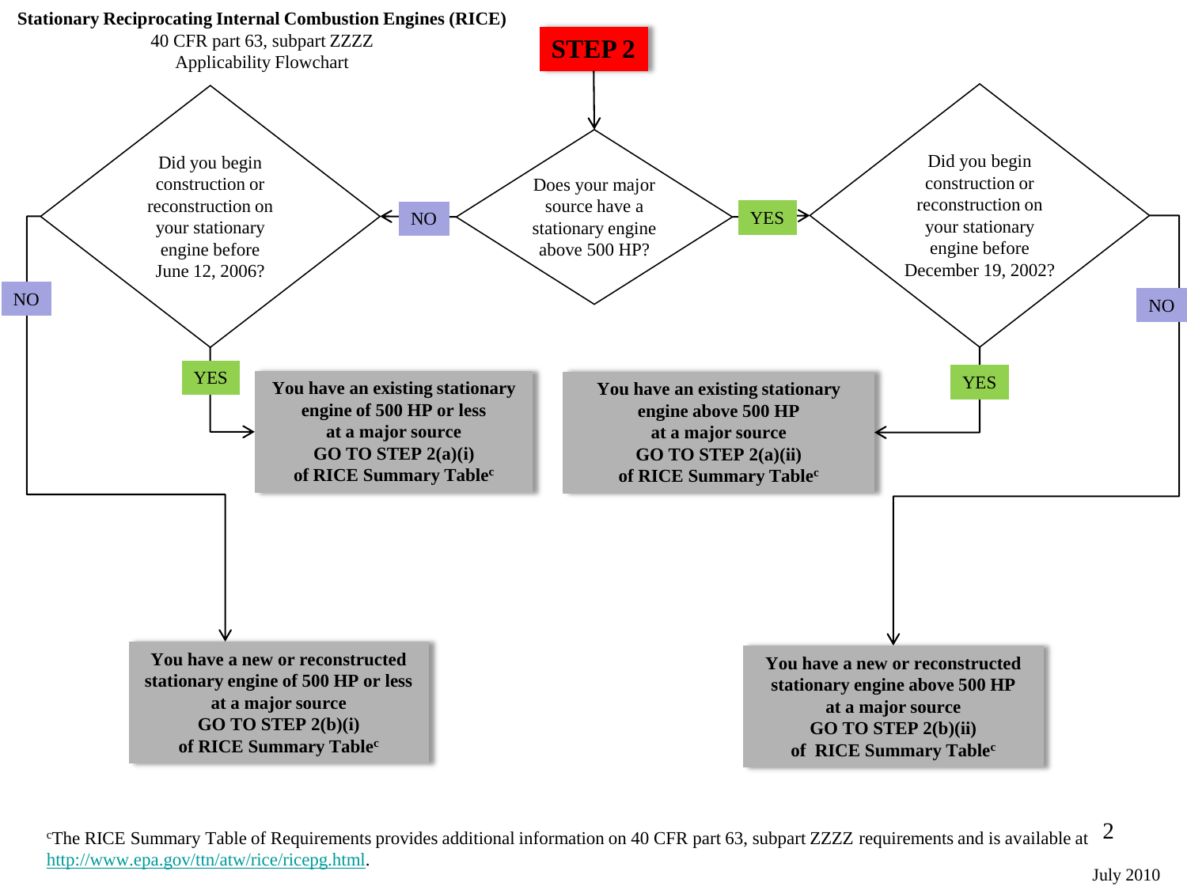**Stationary Reciprocating Internal Combustion Engines (RICE)**

40 CFR part 63, subpart ZZZZ

Applicability Flowchart

**STEP 2**

Does your major source have a stationary engine above 500 HP?

NO

Did you begin construction or reconstruction on your stationary engine before June 12, 2006?

YES

**You have an existing stationary engine of 500 HP or less at a major source GO TO STEP 2(a)(i) of RICE Summary Table[c]**

NO

**You have a new or reconstructed stationary engine of 500 HP or less at a major source GO TO STEP 2(b)(i) of RICE Summary Table[c]**

YES

Did you begin construction or reconstruction on your stationary engine before December 19, 2002?

YES

**You have an existing stationary engine above 500 HP at a major source GO TO STEP 2(a)(ii) of RICE Summary Table[c]**

NO

**You have a new or reconstructed stationary engine above 500 HP at a major source GO TO STEP 2(b)(ii) of RICE Summary Table[c]**

[c]The RICE Summary Table of Requirements provides additional information on 40 CFR part 63, subpart ZZZZ requirements and is available at http://www.epa.gov/ttn/atw/rice/ricepg.html.

July 2010